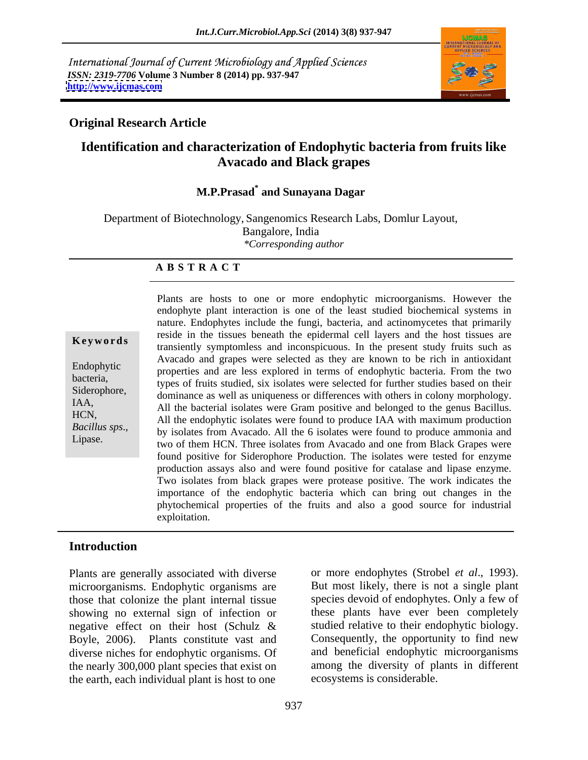International Journal of Current Microbiology and Applied Sciences
*ISSN: 2319-7706* **Volume 3 Number 8 (2014) pp. 937-947**
**http://www.ijcmas.com**

**Original Research Article**

# Identification and characterization of Endophytic bacteria from fruits like Avacado and Black grapes

**M.P.Prasad*** **and Sunayana Dagar**

Department of Biotechnology, Sangenomics Research Labs, Domlur Layout, Bangalore, India
*\*Corresponding author*

## ABSTRACT

**Keywords**

Endophytic bacteria, Siderophore, IAA, HCN, *Bacillus sps*., Lipase.

Plants are hosts to one or more endophytic microorganisms. However the endophyte plant interaction is one of the least studied biochemical systems in nature. Endophytes include the fungi, bacteria, and actinomycetes that primarily reside in the tissues beneath the epidermal cell layers and the host tissues are transiently symptomless and inconspicuous. In the present study fruits such as Avacado and grapes were selected as they are known to be rich in antioxidant properties and are less explored in terms of endophytic bacteria. From the two types of fruits studied, six isolates were selected for further studies based on their dominance as well as uniqueness or differences with others in colony morphology. All the bacterial isolates were Gram positive and belonged to the genus Bacillus. All the endophytic isolates were found to produce IAA with maximum production by isolates from Avacado. All the 6 isolates were found to produce ammonia and two of them HCN. Three isolates from Avacado and one from Black Grapes were found positive for Siderophore Production. The isolates were tested for enzyme production assays also and were found positive for catalase and lipase enzyme. Two isolates from black grapes were protease positive. The work indicates the importance of the endophytic bacteria which can bring out changes in the phytochemical properties of the fruits and also a good source for industrial exploitation.

## Introduction

Plants are generally associated with diverse microorganisms. Endophytic organisms are those that colonize the plant internal tissue showing no external sign of infection or negative effect on their host (Schulz & Boyle, 2006). Plants constitute vast and diverse niches for endophytic organisms. Of the nearly 300,000 plant species that exist on the earth, each individual plant is host to one or more endophytes (Strobel *et al*., 1993). But most likely, there is not a single plant species devoid of endophytes. Only a few of these plants have ever been completely studied relative to their endophytic biology. Consequently, the opportunity to find new and beneficial endophytic microorganisms among the diversity of plants in different ecosystems is considerable.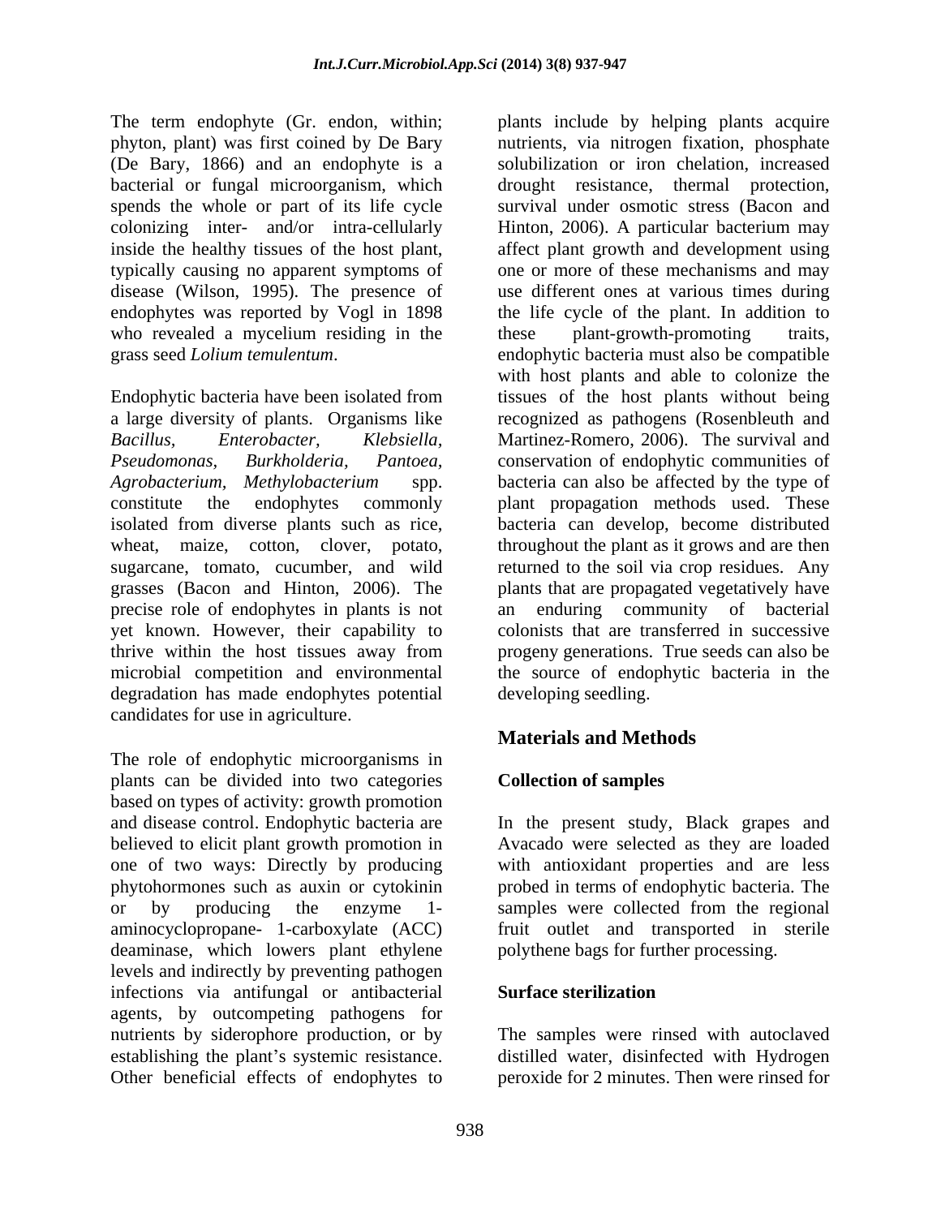The term endophyte (Gr. endon, within; phyton, plant) was first coined by De Bary (De Bary, 1866) and an endophyte is a bacterial or fungal microorganism, which spends the whole or part of its life cycle colonizing inter- and/or intra-cellularly inside the healthy tissues of the host plant, typically causing no apparent symptoms of disease (Wilson, 1995). The presence of endophytes was reported by Vogl in 1898 who revealed a mycelium residing in the grass seed *Lolium temulentum*.

Endophytic bacteria have been isolated from a large diversity of plants. Organisms like *Bacillus, Enterobacter, Klebsiella, Pseudomonas, Burkholderia, Pantoea, Agrobacterium, Methylobacterium* spp. constitute the endophytes commonly isolated from diverse plants such as rice, wheat, maize, cotton, clover, potato, sugarcane, tomato, cucumber, and wild grasses (Bacon and Hinton, 2006). The precise role of endophytes in plants is not yet known. However, their capability to thrive within the host tissues away from microbial competition and environmental degradation has made endophytes potential candidates for use in agriculture.

The role of endophytic microorganisms in plants can be divided into two categories based on types of activity: growth promotion and disease control. Endophytic bacteria are believed to elicit plant growth promotion in one of two ways: Directly by producing phytohormones such as auxin or cytokinin or by producing the enzyme 1-aminocyclopropane- 1-carboxylate (ACC) deaminase, which lowers plant ethylene levels and indirectly by preventing pathogen infections via antifungal or antibacterial agents, by outcompeting pathogens for nutrients by siderophore production, or by establishing the plant's systemic resistance. Other beneficial effects of endophytes to plants include by helping plants acquire nutrients, via nitrogen fixation, phosphate solubilization or iron chelation, increased drought resistance, thermal protection, survival under osmotic stress (Bacon and Hinton, 2006). A particular bacterium may affect plant growth and development using one or more of these mechanisms and may use different ones at various times during the life cycle of the plant. In addition to these plant-growth-promoting traits, endophytic bacteria must also be compatible with host plants and able to colonize the tissues of the host plants without being recognized as pathogens (Rosenbleuth and Martinez-Romero, 2006). The survival and conservation of endophytic communities of bacteria can also be affected by the type of plant propagation methods used. These bacteria can develop, become distributed throughout the plant as it grows and are then returned to the soil via crop residues. Any plants that are propagated vegetatively have an enduring community of bacterial colonists that are transferred in successive progeny generations. True seeds can also be the source of endophytic bacteria in the developing seedling.

## Materials and Methods

### Collection of samples

In the present study, Black grapes and Avacado were selected as they are loaded with antioxidant properties and are less probed in terms of endophytic bacteria. The samples were collected from the regional fruit outlet and transported in sterile polythene bags for further processing.

### Surface sterilization

The samples were rinsed with autoclaved distilled water, disinfected with Hydrogen peroxide for 2 minutes. Then were rinsed for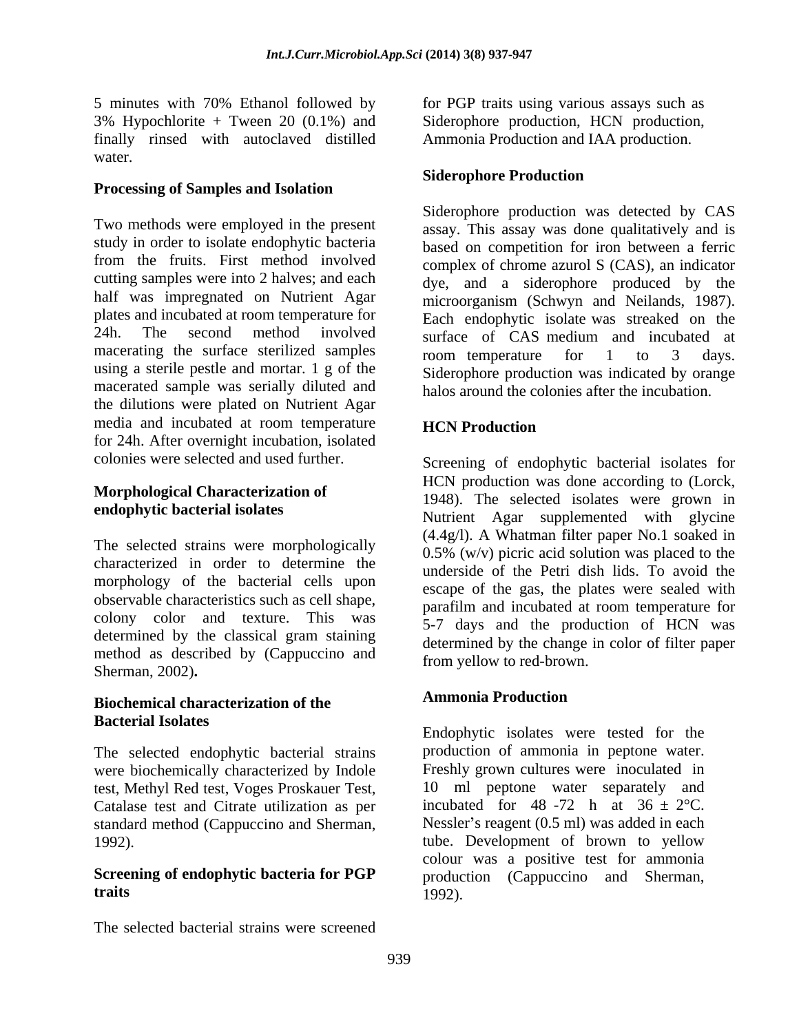5 minutes with 70% Ethanol followed by 3% Hypochlorite + Tween 20 (0.1%) and finally rinsed with autoclaved distilled water.

### Processing of Samples and Isolation

Two methods were employed in the present study in order to isolate endophytic bacteria from the fruits. First method involved cutting samples were into 2 halves; and each half was impregnated on Nutrient Agar plates and incubated at room temperature for 24h. The second method involved macerating the surface sterilized samples using a sterile pestle and mortar. 1 g of the macerated sample was serially diluted and the dilutions were plated on Nutrient Agar media and incubated at room temperature for 24h. After overnight incubation, isolated colonies were selected and used further.

### Morphological Characterization of endophytic bacterial isolates

The selected strains were morphologically characterized in order to determine the morphology of the bacterial cells upon observable characteristics such as cell shape, colony color and texture. This was determined by the classical gram staining method as described by (Cappuccino and Sherman, 2002)**.**

### Biochemical characterization of the Bacterial Isolates

The selected endophytic bacterial strains were biochemically characterized by Indole test, Methyl Red test, Voges Proskauer Test, Catalase test and Citrate utilization as per standard method (Cappuccino and Sherman, 1992).

### Screening of endophytic bacteria for PGP traits

The selected bacterial strains were screened for PGP traits using various assays such as Siderophore production, HCN production, Ammonia Production and IAA production.

### Siderophore Production

Siderophore production was detected by CAS assay. This assay was done qualitatively and is based on competition for iron between a ferric complex of chrome azurol S (CAS), an indicator dye, and a siderophore produced by the microorganism (Schwyn and Neilands, 1987). Each endophytic isolate was streaked on the surface of CAS medium and incubated at room temperature for 1 to 3 days. Siderophore production was indicated by orange halos around the colonies after the incubation.

### HCN Production

Screening of endophytic bacterial isolates for HCN production was done according to (Lorck, 1948). The selected isolates were grown in Nutrient Agar supplemented with glycine (4.4g/l). A Whatman filter paper No.1 soaked in 0.5% (w/v) picric acid solution was placed to the underside of the Petri dish lids. To avoid the escape of the gas, the plates were sealed with parafilm and incubated at room temperature for 5-7 days and the production of HCN was determined by the change in color of filter paper from yellow to red-brown.

### Ammonia Production

Endophytic isolates were tested for the production of ammonia in peptone water. Freshly grown cultures were inoculated in 10 ml peptone water separately and incubated for 48 -72 h at $36 \pm 2$°C. Nessler's reagent (0.5 ml) was added in each tube. Development of brown to yellow colour was a positive test for ammonia production (Cappuccino and Sherman, 1992).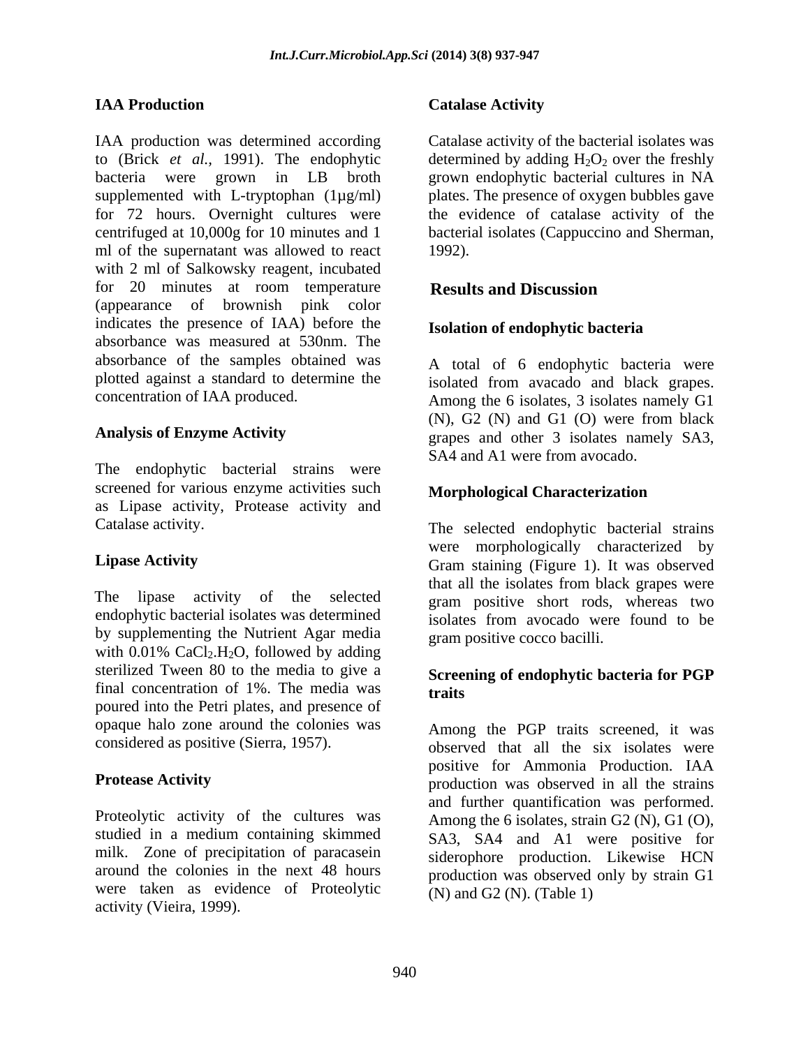### IAA Production

IAA production was determined according to (Brick *et al.,* 1991). The endophytic bacteria were grown in LB broth supplemented with L-tryptophan (1µg/ml) for 72 hours. Overnight cultures were centrifuged at 10,000g for 10 minutes and 1 ml of the supernatant was allowed to react with 2 ml of Salkowsky reagent, incubated for 20 minutes at room temperature (appearance of brownish pink color indicates the presence of IAA) before the absorbance was measured at 530nm. The absorbance of the samples obtained was plotted against a standard to determine the concentration of IAA produced.

### Analysis of Enzyme Activity

The endophytic bacterial strains were screened for various enzyme activities such as Lipase activity, Protease activity and Catalase activity.

### Lipase Activity

The lipase activity of the selected endophytic bacterial isolates was determined by supplementing the Nutrient Agar media with 0.01% $CaCl_2.H_2O$, followed by adding sterilized Tween 80 to the media to give a final concentration of 1%. The media was poured into the Petri plates, and presence of opaque halo zone around the colonies was considered as positive (Sierra, 1957).

### Protease Activity

Proteolytic activity of the cultures was studied in a medium containing skimmed milk. Zone of precipitation of paracasein around the colonies in the next 48 hours were taken as evidence of Proteolytic activity (Vieira, 1999).

### Catalase Activity

Catalase activity of the bacterial isolates was determined by adding $H_2O_2$ over the freshly grown endophytic bacterial cultures in NA plates. The presence of oxygen bubbles gave the evidence of catalase activity of the bacterial isolates (Cappuccino and Sherman, 1992).

## Results and Discussion

### Isolation of endophytic bacteria

A total of 6 endophytic bacteria were isolated from avacado and black grapes. Among the 6 isolates, 3 isolates namely G1 (N), G2 (N) and G1 (O) were from black grapes and other 3 isolates namely SA3, SA4 and A1 were from avocado.

### Morphological Characterization

The selected endophytic bacterial strains were morphologically characterized by Gram staining (Figure 1). It was observed that all the isolates from black grapes were gram positive short rods, whereas two isolates from avocado were found to be gram positive cocco bacilli.

### Screening of endophytic bacteria for PGP traits

Among the PGP traits screened, it was observed that all the six isolates were positive for Ammonia Production. IAA production was observed in all the strains and further quantification was performed. Among the 6 isolates, strain G2 (N), G1 (O), SA3, SA4 and A1 were positive for siderophore production. Likewise HCN production was observed only by strain G1 (N) and G2 (N). (Table 1)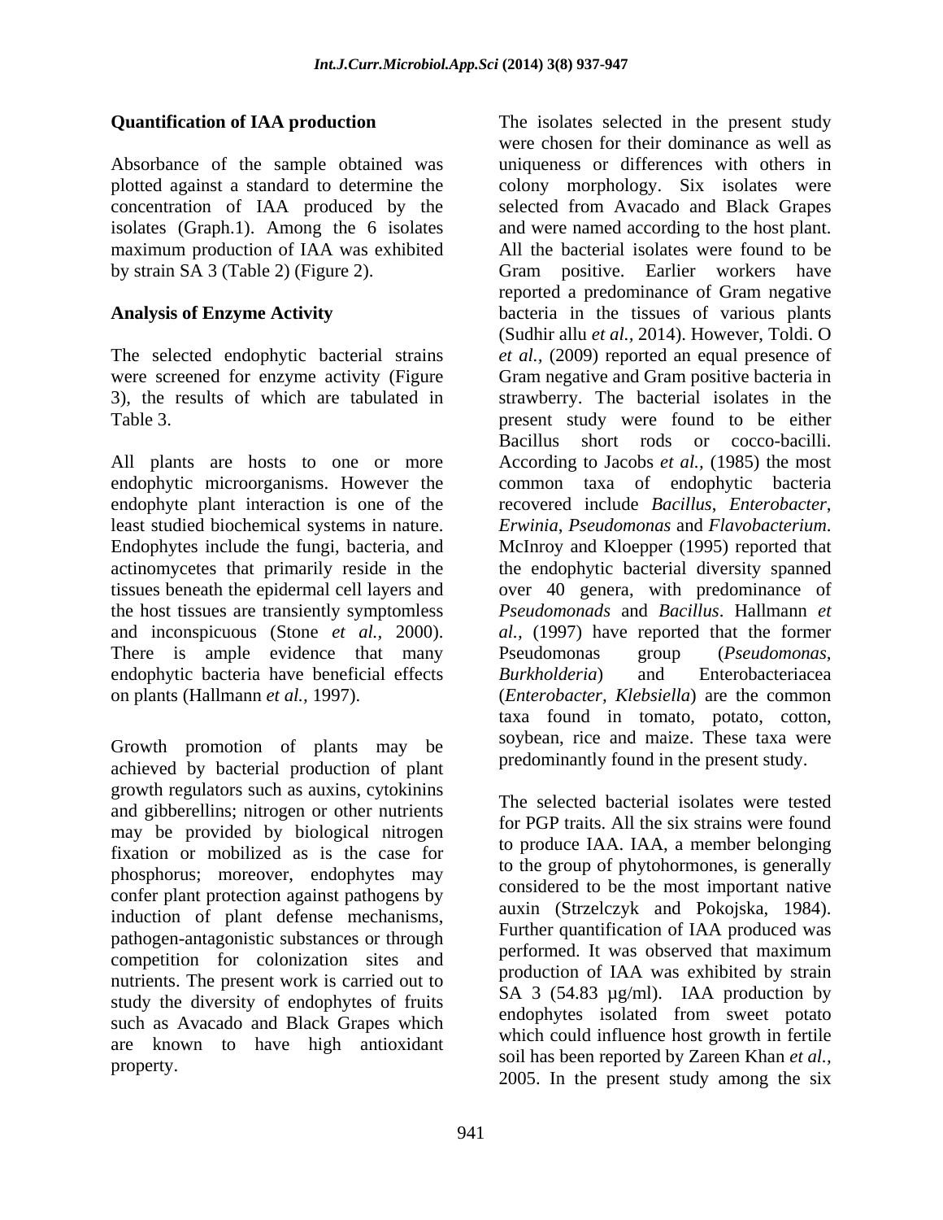## Quantification of IAA production

Absorbance of the sample obtained was plotted against a standard to determine the concentration of IAA produced by the isolates (Graph.1). Among the 6 isolates maximum production of IAA was exhibited by strain SA 3 (Table 2) (Figure 2).

## Analysis of Enzyme Activity

The selected endophytic bacterial strains were screened for enzyme activity (Figure 3), the results of which are tabulated in Table 3.

All plants are hosts to one or more endophytic microorganisms. However the endophyte plant interaction is one of the least studied biochemical systems in nature. Endophytes include the fungi, bacteria, and actinomycetes that primarily reside in the tissues beneath the epidermal cell layers and the host tissues are transiently symptomless and inconspicuous (Stone *et al.,* 2000). There is ample evidence that many endophytic bacteria have beneficial effects on plants (Hallmann *et al.,* 1997).

Growth promotion of plants may be achieved by bacterial production of plant growth regulators such as auxins, cytokinins and gibberellins; nitrogen or other nutrients may be provided by biological nitrogen fixation or mobilized as is the case for phosphorus; moreover, endophytes may confer plant protection against pathogens by induction of plant defense mechanisms, pathogen-antagonistic substances or through competition for colonization sites and nutrients. The present work is carried out to study the diversity of endophytes of fruits such as Avacado and Black Grapes which are known to have high antioxidant property.

The isolates selected in the present study were chosen for their dominance as well as uniqueness or differences with others in colony morphology. Six isolates were selected from Avacado and Black Grapes and were named according to the host plant. All the bacterial isolates were found to be Gram positive. Earlier workers have reported a predominance of Gram negative bacteria in the tissues of various plants (Sudhir allu *et al.,* 2014). However, Toldi. O *et al.,* (2009) reported an equal presence of Gram negative and Gram positive bacteria in strawberry. The bacterial isolates in the present study were found to be either Bacillus short rods or cocco-bacilli. According to Jacobs *et al.,* (1985) the most common taxa of endophytic bacteria recovered include *Bacillus*, *Enterobacter*, *Erwinia*, *Pseudomonas* and *Flavobacterium*. McInroy and Kloepper (1995) reported that the endophytic bacterial diversity spanned over 40 genera, with predominance of *Pseudomonads* and *Bacillus*. Hallmann *et al.,* (1997) have reported that the former Pseudomonas group (*Pseudomonas, Burkholderia*) and Enterobacteriacea (*Enterobacter, Klebsiella*) are the common taxa found in tomato, potato, cotton, soybean, rice and maize. These taxa were predominantly found in the present study.

The selected bacterial isolates were tested for PGP traits. All the six strains were found to produce IAA. IAA, a member belonging to the group of phytohormones, is generally considered to be the most important native auxin (Strzelczyk and Pokojska, 1984). Further quantification of IAA produced was performed. It was observed that maximum production of IAA was exhibited by strain SA 3 (54.83 µg/ml). IAA production by endophytes isolated from sweet potato which could influence host growth in fertile soil has been reported by Zareen Khan *et al.,* 2005. In the present study among the six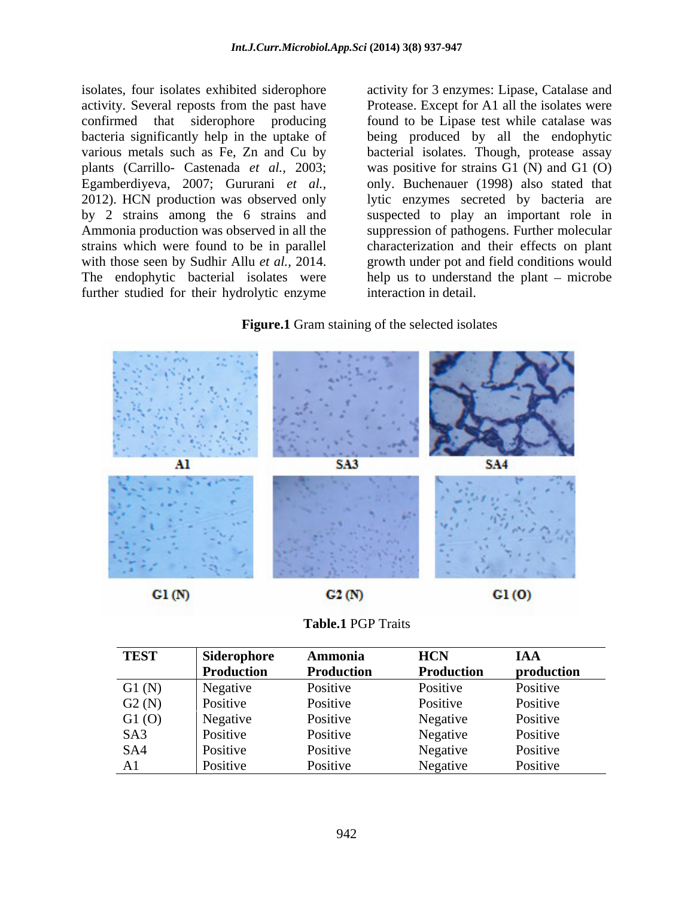isolates, four isolates exhibited siderophore activity. Several reposts from the past have confirmed that siderophore producing bacteria significantly help in the uptake of various metals such as Fe, Zn and Cu by plants (Carrillo- Castenada *et al.,* 2003; Egamberdiyeva, 2007; Gururani *et al.,* 2012). HCN production was observed only by 2 strains among the 6 strains and Ammonia production was observed in all the strains which were found to be in parallel with those seen by Sudhir Allu *et al.,* 2014. The endophytic bacterial isolates were further studied for their hydrolytic enzyme activity for 3 enzymes: Lipase, Catalase and Protease. Except for A1 all the isolates were found to be Lipase test while catalase was being produced by all the endophytic bacterial isolates. Though, protease assay was positive for strains G1 (N) and G1 (O) only. Buchenauer (1998) also stated that lytic enzymes secreted by bacteria are suspected to play an important role in suppression of pathogens. Further molecular characterization and their effects on plant growth under pot and field conditions would help us to understand the plant – microbe interaction in detail.

**Figure.1** Gram staining of the selected isolates

A1 SA3 SA4

G1 (N) G2 (N) G1 (O)

**Table.1** PGP Traits

| TEST | Siderophore Production | Ammonia Production | HCN Production | IAA production |
|---|---|---|---|---|
| G1 (N) | Negative | Positive | Positive | Positive |
| G2 (N) | Positive | Positive | Positive | Positive |
| G1 (O) | Negative | Positive | Negative | Positive |
| SA3 | Positive | Positive | Negative | Positive |
| SA4 | Positive | Positive | Negative | Positive |
| A1 | Positive | Positive | Negative | Positive |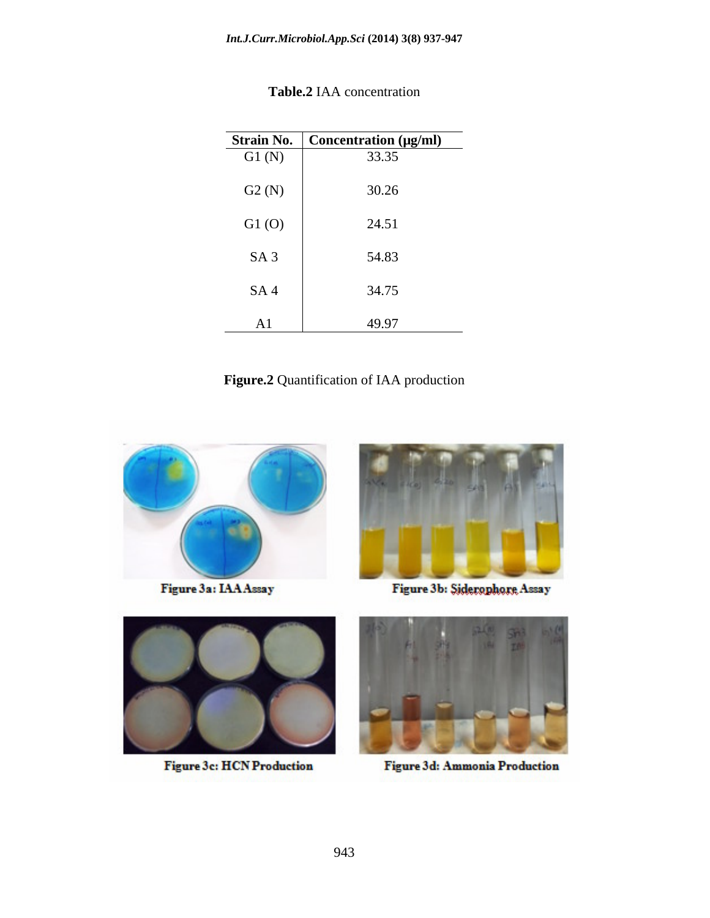**Table.2** IAA concentration

| Strain No. | Concentration (µg/ml) |
|---|---|
| G1 (N) | 33.35 |
| G2 (N) | 30.26 |
| G1 (O) | 24.51 |
| SA 3 | 54.83 |
| SA 4 | 34.75 |
| A1 | 49.97 |

**Figure.2** Quantification of IAA production

Figure 3a: IAA Assay

Figure 3b: Siderophore Assay

Figure 3c: HCN Production

Figure 3d: Ammonia Production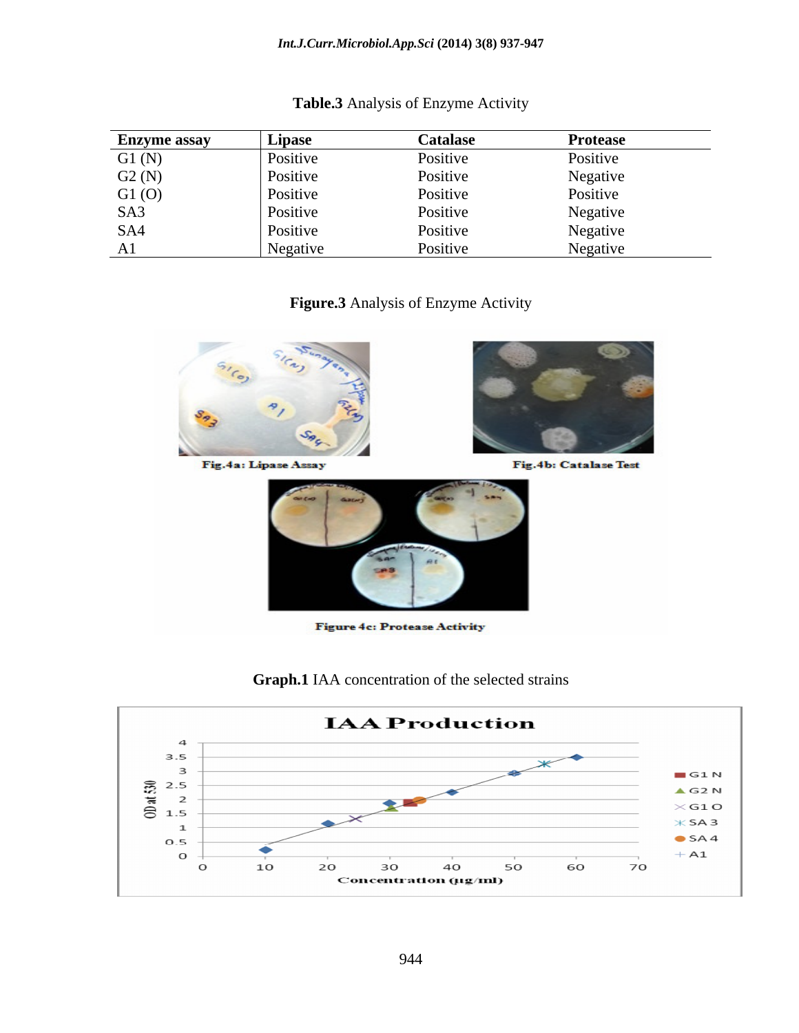**Table.3** Analysis of Enzyme Activity

| Enzyme assay | Lipase | Catalase | Protease |
|---|---|---|---|
| G1 (N) | Positive | Positive | Positive |
| G2 (N) | Positive | Positive | Negative |
| G1 (O) | Positive | Positive | Positive |
| SA3 | Positive | Positive | Negative |
| SA4 | Positive | Positive | Negative |
| A1 | Negative | Positive | Negative |

**Figure.3** Analysis of Enzyme Activity

Fig.4a: Lipase Assay

Fig.4b: Catalase Test

Figure 4c: Protease Activity

**Graph.1** IAA concentration of the selected strains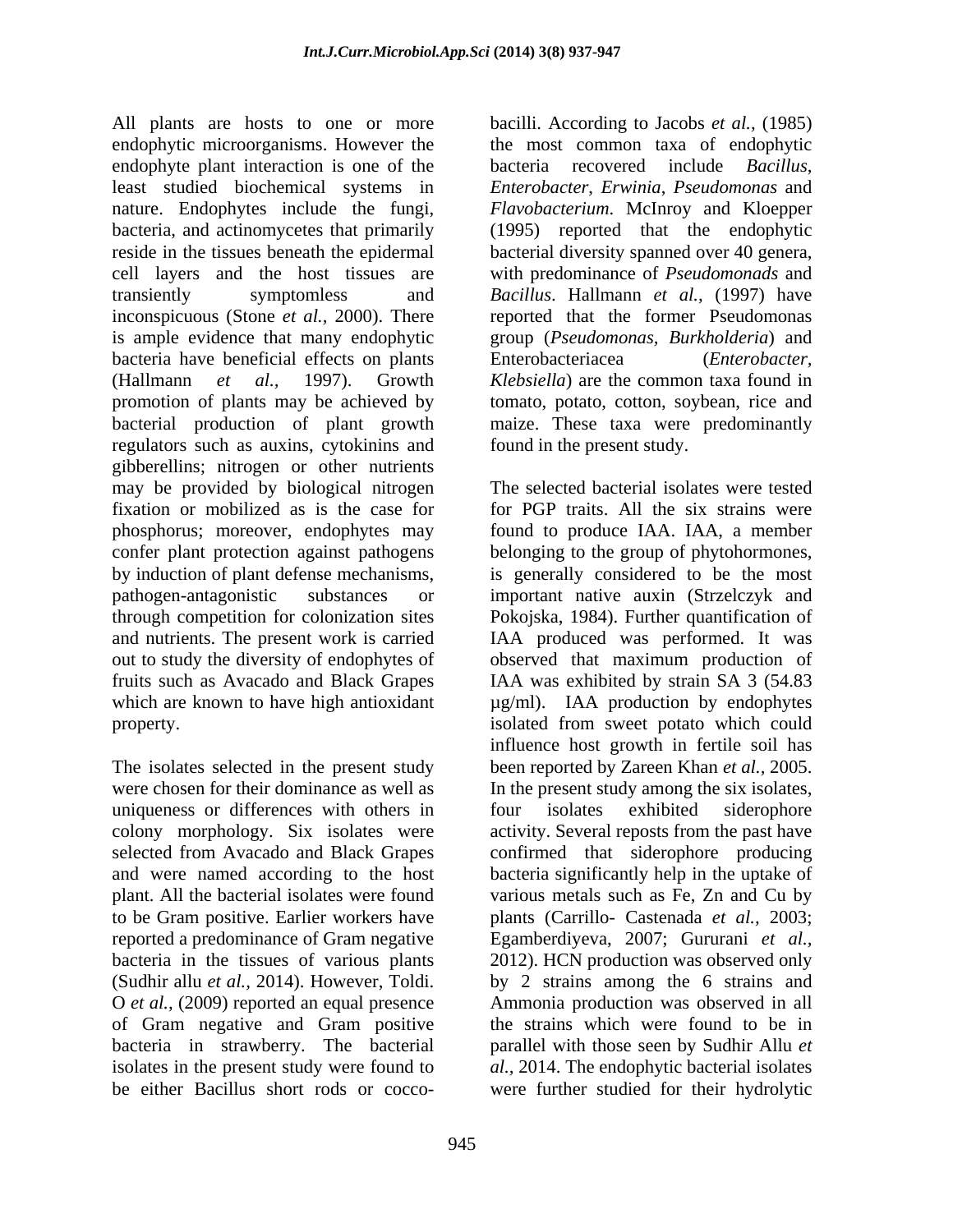All plants are hosts to one or more endophytic microorganisms. However the endophyte plant interaction is one of the least studied biochemical systems in nature. Endophytes include the fungi, bacteria, and actinomycetes that primarily reside in the tissues beneath the epidermal cell layers and the host tissues are transiently symptomless and inconspicuous (Stone *et al.,* 2000). There is ample evidence that many endophytic bacteria have beneficial effects on plants (Hallmann *et al*., 1997). Growth promotion of plants may be achieved by bacterial production of plant growth regulators such as auxins, cytokinins and gibberellins; nitrogen or other nutrients may be provided by biological nitrogen fixation or mobilized as is the case for phosphorus; moreover, endophytes may confer plant protection against pathogens by induction of plant defense mechanisms, pathogen-antagonistic substances or through competition for colonization sites and nutrients. The present work is carried out to study the diversity of endophytes of fruits such as Avacado and Black Grapes which are known to have high antioxidant property.

The isolates selected in the present study were chosen for their dominance as well as uniqueness or differences with others in colony morphology. Six isolates were selected from Avacado and Black Grapes and were named according to the host plant. All the bacterial isolates were found to be Gram positive. Earlier workers have reported a predominance of Gram negative bacteria in the tissues of various plants (Sudhir allu *et al.,* 2014). However, Toldi. O *et al.,* (2009) reported an equal presence of Gram negative and Gram positive bacteria in strawberry. The bacterial isolates in the present study were found to be either Bacillus short rods or cocco-bacilli. According to Jacobs *et al.,* (1985) the most common taxa of endophytic bacteria recovered include *Bacillus*, *Enterobacter*, *Erwinia*, *Pseudomonas* and *Flavobacterium*. McInroy and Kloepper (1995) reported that the endophytic bacterial diversity spanned over 40 genera, with predominance of *Pseudomonads* and *Bacillus*. Hallmann *et al.,* (1997) have reported that the former Pseudomonas group (*Pseudomonas*, *Burkholderia*) and Enterobacteriacea (*Enterobacter*, *Klebsiella*) are the common taxa found in tomato, potato, cotton, soybean, rice and maize. These taxa were predominantly found in the present study.

The selected bacterial isolates were tested for PGP traits. All the six strains were found to produce IAA. IAA, a member belonging to the group of phytohormones, is generally considered to be the most important native auxin (Strzelczyk and Pokojska, 1984). Further quantification of IAA produced was performed. It was observed that maximum production of IAA was exhibited by strain SA 3 (54.83 µg/ml). IAA production by endophytes isolated from sweet potato which could influence host growth in fertile soil has been reported by Zareen Khan *et al.,* 2005. In the present study among the six isolates, four isolates exhibited siderophore activity. Several reposts from the past have confirmed that siderophore producing bacteria significantly help in the uptake of various metals such as Fe, Zn and Cu by plants (Carrillo- Castenada *et al.,* 2003; Egamberdiyeva, 2007; Gururani *et al.,* 2012). HCN production was observed only by 2 strains among the 6 strains and Ammonia production was observed in all the strains which were found to be in parallel with those seen by Sudhir Allu *et al.,* 2014. The endophytic bacterial isolates were further studied for their hydrolytic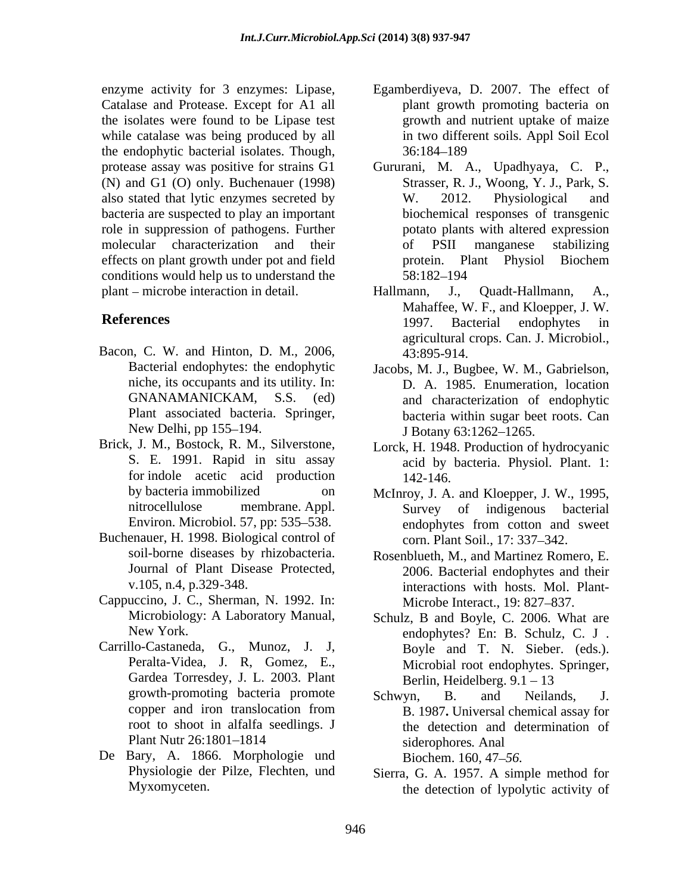enzyme activity for 3 enzymes: Lipase, Catalase and Protease. Except for A1 all the isolates were found to be Lipase test while catalase was being produced by all the endophytic bacterial isolates. Though, protease assay was positive for strains G1 (N) and G1 (O) only. Buchenauer (1998) also stated that lytic enzymes secreted by bacteria are suspected to play an important role in suppression of pathogens. Further molecular characterization and their effects on plant growth under pot and field conditions would help us to understand the plant – microbe interaction in detail.

## References

Bacon, C. W. and Hinton, D. M., 2006, Bacterial endophytes: the endophytic niche, its occupants and its utility. In: GNANAMANICKAM, S.S. (ed) Plant associated bacteria. Springer, New Delhi, pp 155–194.

Brick, J. M., Bostock, R. M., Silverstone, S. E. 1991. Rapid in situ assay for indole acetic acid production by bacteria immobilized on nitrocellulose membrane. Appl. Environ. Microbiol. 57, pp: 535–538.

Buchenauer, H. 1998. Biological control of soil-borne diseases by rhizobacteria. Journal of Plant Disease Protected, v.105, n.4, p.329-348.

Cappuccino, J. C., Sherman, N. 1992. In: Microbiology: A Laboratory Manual, New York.

Carrillo-Castaneda, G., Munoz, J. J, Peralta-Videa, J. R, Gomez, E., Gardea Torresdey, J. L. 2003. Plant growth-promoting bacteria promote copper and iron translocation from root to shoot in alfalfa seedlings. J Plant Nutr 26:1801–1814

De Bary, A. 1866. Morphologie und Physiologie der Pilze, Flechten, und Myxomyceten.

Egamberdiyeva, D. 2007. The effect of plant growth promoting bacteria on growth and nutrient uptake of maize in two different soils. Appl Soil Ecol 36:184–189

Gururani, M. A., Upadhyaya, C. P., Strasser, R. J., Woong, Y. J., Park, S. W. 2012. Physiological and biochemical responses of transgenic potato plants with altered expression of PSII manganese stabilizing protein. Plant Physiol Biochem 58:182–194

Hallmann, J., Quadt-Hallmann, A., Mahaffee, W. F., and Kloepper, J. W. 1997. Bacterial endophytes in agricultural crops. Can. J. Microbiol., 43:895-914.

Jacobs, M. J., Bugbee, W. M., Gabrielson, D. A. 1985. Enumeration, location and characterization of endophytic bacteria within sugar beet roots. Can J Botany 63:1262–1265.

Lorck, H. 1948. Production of hydrocyanic acid by bacteria. Physiol. Plant. 1: 142-146.

McInroy, J. A. and Kloepper, J. W., 1995, Survey of indigenous bacterial endophytes from cotton and sweet corn. Plant Soil., 17: 337–342.

Rosenblueth, M., and Martinez Romero, E. 2006. Bacterial endophytes and their interactions with hosts. Mol. Plant-Microbe Interact., 19: 827–837.

Schulz, B and Boyle, C. 2006. What are endophytes? En: B. Schulz, C. J . Boyle and T. N. Sieber. (eds.). Microbial root endophytes. Springer, Berlin, Heidelberg. 9.1 – 13

Schwyn, B. and Neilands, J. B. 1987**.** Universal chemical assay for the detection and determination of siderophores*.* Anal Biochem. 160*,* 47*–56.*

Sierra, G. A. 1957. A simple method for the detection of lypolytic activity of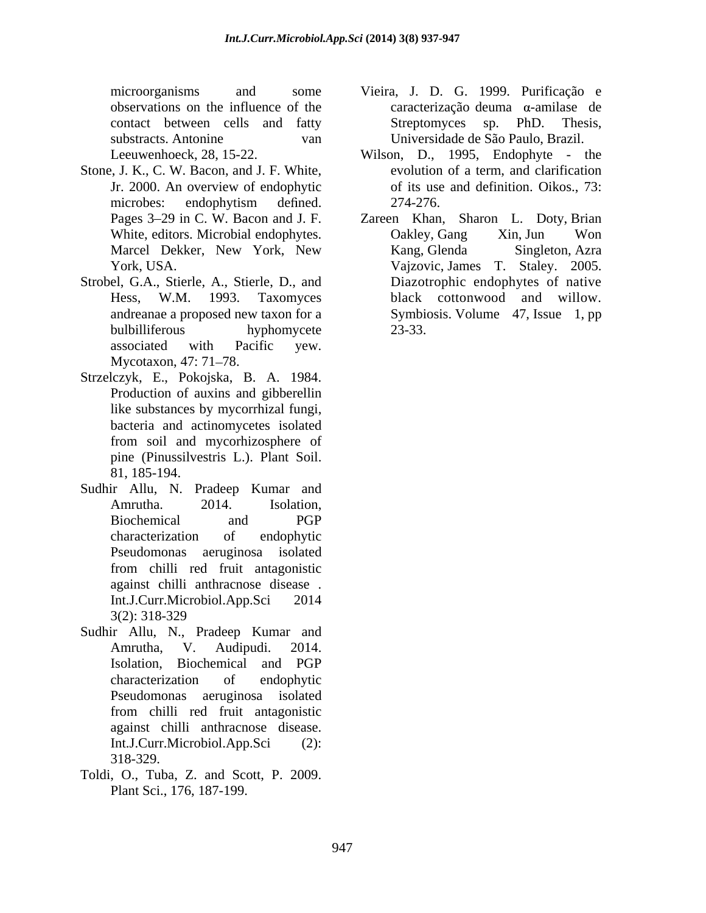microorganisms and some observations on the influence of the contact between cells and fatty substracts. Antonine van Leeuwenhoeck, 28, 15-22.

Stone, J. K., C. W. Bacon, and J. F. White, Jr. 2000. An overview of endophytic microbes: endophytism defined. Pages 3–29 in C. W. Bacon and J. F. White, editors. Microbial endophytes. Marcel Dekker, New York, New York, USA.

Strobel, G.A., Stierle, A., Stierle, D., and Hess, W.M. 1993. Taxomyces andreanae a proposed new taxon for a bulbilliferous hyphomycete associated with Pacific yew. Mycotaxon, 47: 71–78.

Strzelczyk, E., Pokojska, B. A. 1984. Production of auxins and gibberellin like substances by mycorrhizal fungi, bacteria and actinomycetes isolated from soil and mycorhizosphere of pine (Pinussilvestris L.). Plant Soil. 81, 185-194.

Sudhir Allu, N. Pradeep Kumar and Amrutha. 2014. Isolation, Biochemical and PGP characterization of endophytic Pseudomonas aeruginosa isolated from chilli red fruit antagonistic against chilli anthracnose disease . Int.J.Curr.Microbiol.App.Sci 2014 3(2): 318-329

Sudhir Allu, N., Pradeep Kumar and Amrutha, V. Audipudi. 2014. Isolation, Biochemical and PGP characterization of endophytic Pseudomonas aeruginosa isolated from chilli red fruit antagonistic against chilli anthracnose disease. Int.J.Curr.Microbiol.App.Sci (2): 318-329.

Toldi, O., Tuba, Z. and Scott, P. 2009. Plant Sci., 176, 187-199.

Vieira, J. D. G. 1999. Purificação e caracterização deuma α-amilase de Streptomyces sp. PhD. Thesis, Universidade de São Paulo, Brazil.

Wilson, D., 1995, Endophyte - the evolution of a term, and clarification of its use and definition. Oikos., 73: 274-276.

Zareen Khan, Sharon L. Doty, Brian Oakley, Gang Xin, Jun Won Kang, Glenda Singleton, Azra Vajzovic, James T. Staley. 2005. Diazotrophic endophytes of native black cottonwood and willow. Symbiosis. Volume 47, Issue 1, pp 23-33.